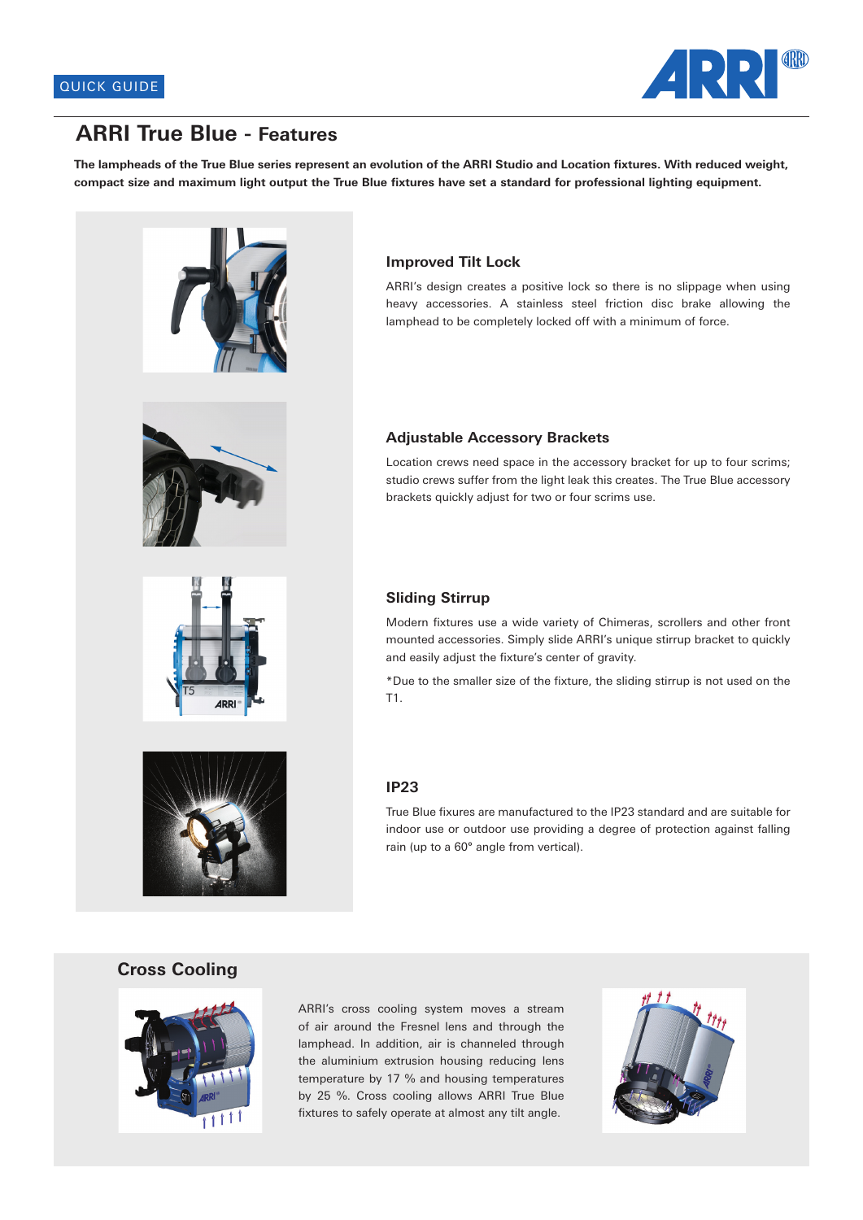QUICK GUIDE

# ARRI True Blue - Features

**The lampheads of the True Blue series represent an evolution of the ARRI Studio and Location fixtures. With reduced weight, compact size and maximum light output the True Blue fixtures have set a standard for professional lighting equipment.**

### Improved Tilt Lock

ARRI's design creates a positive lock so there is no slippage when using heavy accessories. A stainless steel friction disc brake allowing the lamphead to be completely locked off with a minimum of force.

### Adjustable Accessory Brackets

Location crews need space in the accessory bracket for up to four scrims; studio crews suffer from the light leak this creates. The True Blue accessory brackets quickly adjust for two or four scrims use.

### Sliding Stirrup

Modern fixtures use a wide variety of Chimeras, scrollers and other front mounted accessories. Simply slide ARRI's unique stirrup bracket to quickly and easily adjust the fixture's center of gravity.

*Due to the smaller size of the fixture, the sliding stirrup is not used on the T1.

### IP23

True Blue fixures are manufactured to the IP23 standard and are suitable for indoor use or outdoor use providing a degree of protection against falling rain (up to a 60° angle from vertical).

## Cross Cooling

ARRI's cross cooling system moves a stream of air around the Fresnel lens and through the lamphead. In addition, air is channeled through the aluminium extrusion housing reducing lens temperature by 17 % and housing temperatures by 25 %. Cross cooling allows ARRI True Blue fixtures to safely operate at almost any tilt angle.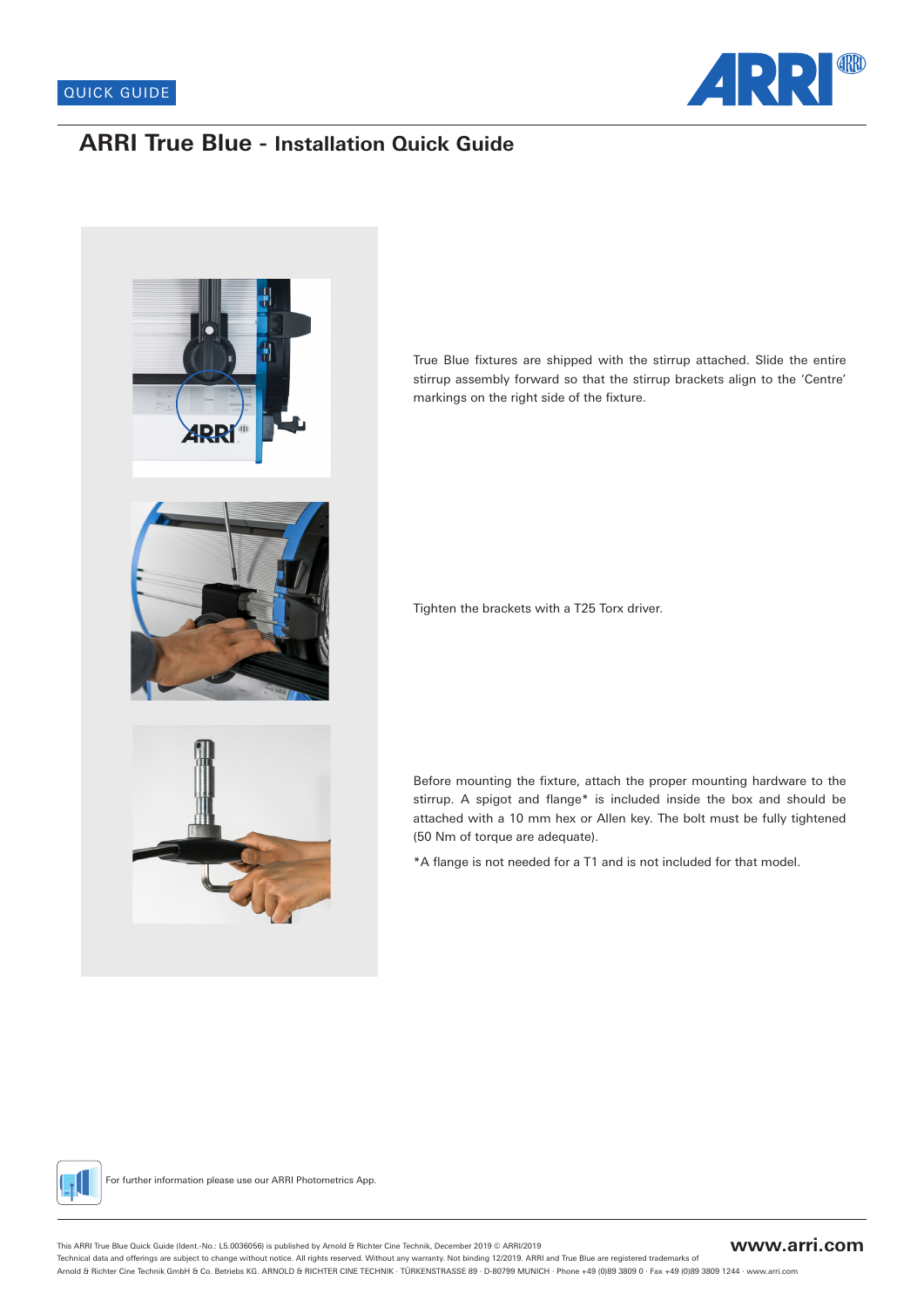QUICK GUIDE

# ARRI True Blue - Installation Quick Guide

True Blue fixtures are shipped with the stirrup attached. Slide the entire stirrup assembly forward so that the stirrup brackets align to the 'Centre' markings on the right side of the fixture.

Tighten the brackets with a T25 Torx driver.

Before mounting the fixture, attach the proper mounting hardware to the stirrup. A spigot and flange* is included inside the box and should be attached with a 10 mm hex or Allen key. The bolt must be fully tightened (50 Nm of torque are adequate).

*A flange is not needed for a T1 and is not included for that model.

For further information please use our ARRI Photometrics App.

This ARRI True Blue Quick Guide (Ident.-No.: L5.0036056) is published by Arnold & Richter Cine Technik, December 2019 © ARRI/2019
Technical data and offerings are subject to change without notice. All rights reserved. Without any warranty. Not binding 12/2019. ARRI and True Blue are registered trademarks of Arnold & Richter Cine Technik GmbH & Co. Betriebs KG. ARNOLD & RICHTER CINE TECHNIK · TÜRKENSTRASSE 89 · D-80799 MUNICH · Phone +49 (0)89 3809 0 · Fax +49 (0)89 3809 1244 · www.arri.com

www.arri.com